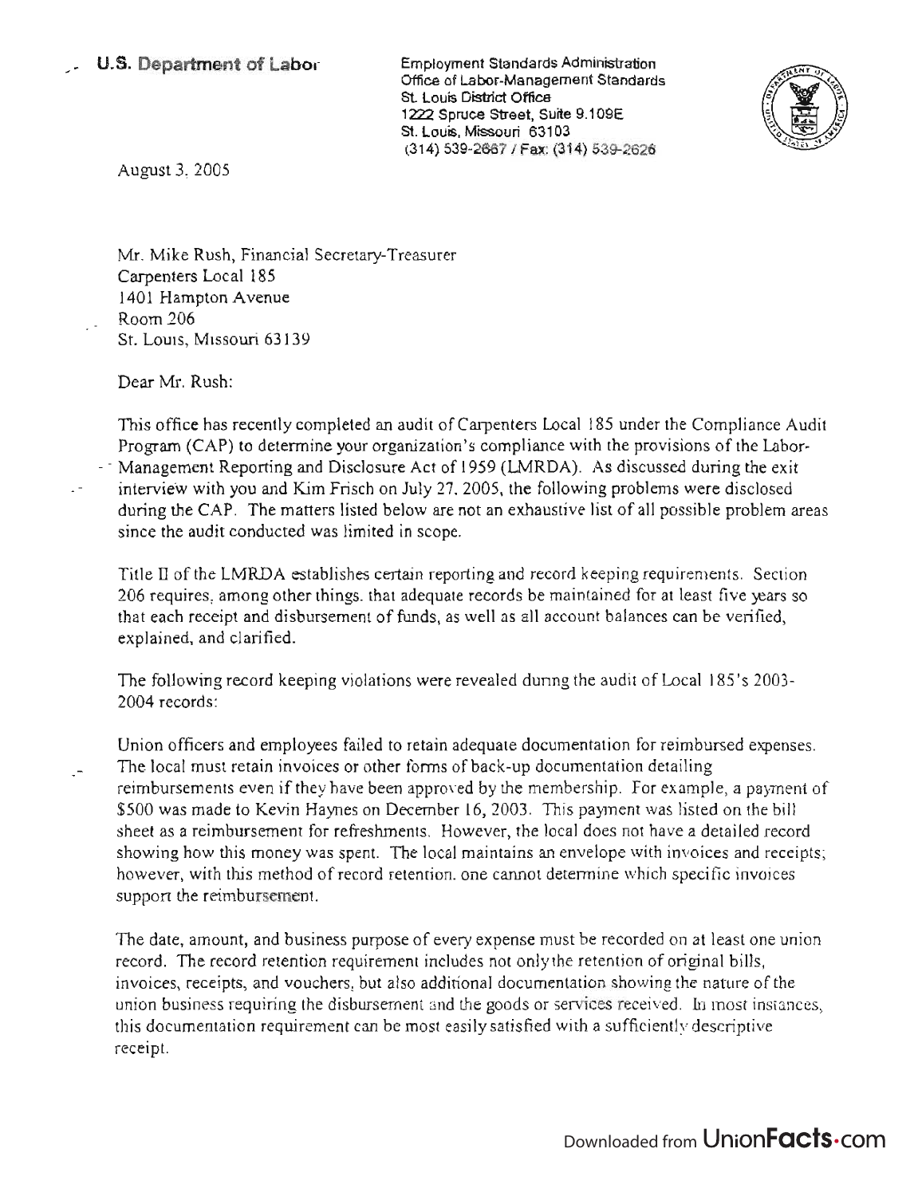**U.S. Department of Labor**

Employment Standards Administration
Office of Labor-Management Standards
St. Louis District Office
1222 Spruce Street, Suite 9.109E
St. Louis, Missouri 63103
(314) 539-2667 / Fax: (314) 539-2626

August 3, 2005

Mr. Mike Rush, Financial Secretary-Treasurer
Carpenters Local 185
1401 Hampton Avenue
Room 206
St. Louis, Missouri 63139

Dear Mr. Rush:

This office has recently completed an audit of Carpenters Local 185 under the Compliance Audit Program (CAP) to determine your organization's compliance with the provisions of the Labor-Management Reporting and Disclosure Act of 1959 (LMRDA). As discussed during the exit interview with you and Kim Frisch on July 27, 2005, the following problems were disclosed during the CAP. The matters listed below are not an exhaustive list of all possible problem areas since the audit conducted was limited in scope.

Title II of the LMRDA establishes certain reporting and record keeping requirements. Section 206 requires, among other things, that adequate records be maintained for at least five years so that each receipt and disbursement of funds, as well as all account balances can be verified, explained, and clarified.

The following record keeping violations were revealed during the audit of Local 185's 2003-2004 records:

Union officers and employees failed to retain adequate documentation for reimbursed expenses. The local must retain invoices or other forms of back-up documentation detailing reimbursements even if they have been approved by the membership. For example, a payment of $500 was made to Kevin Haynes on December 16, 2003. This payment was listed on the bill sheet as a reimbursement for refreshments. However, the local does not have a detailed record showing how this money was spent. The local maintains an envelope with invoices and receipts; however, with this method of record retention, one cannot determine which specific invoices support the reimbursement.

The date, amount, and business purpose of every expense must be recorded on at least one union record. The record retention requirement includes not only the retention of original bills, invoices, receipts, and vouchers, but also additional documentation showing the nature of the union business requiring the disbursement and the goods or services received. In most instances, this documentation requirement can be most easily satisfied with a sufficiently descriptive receipt.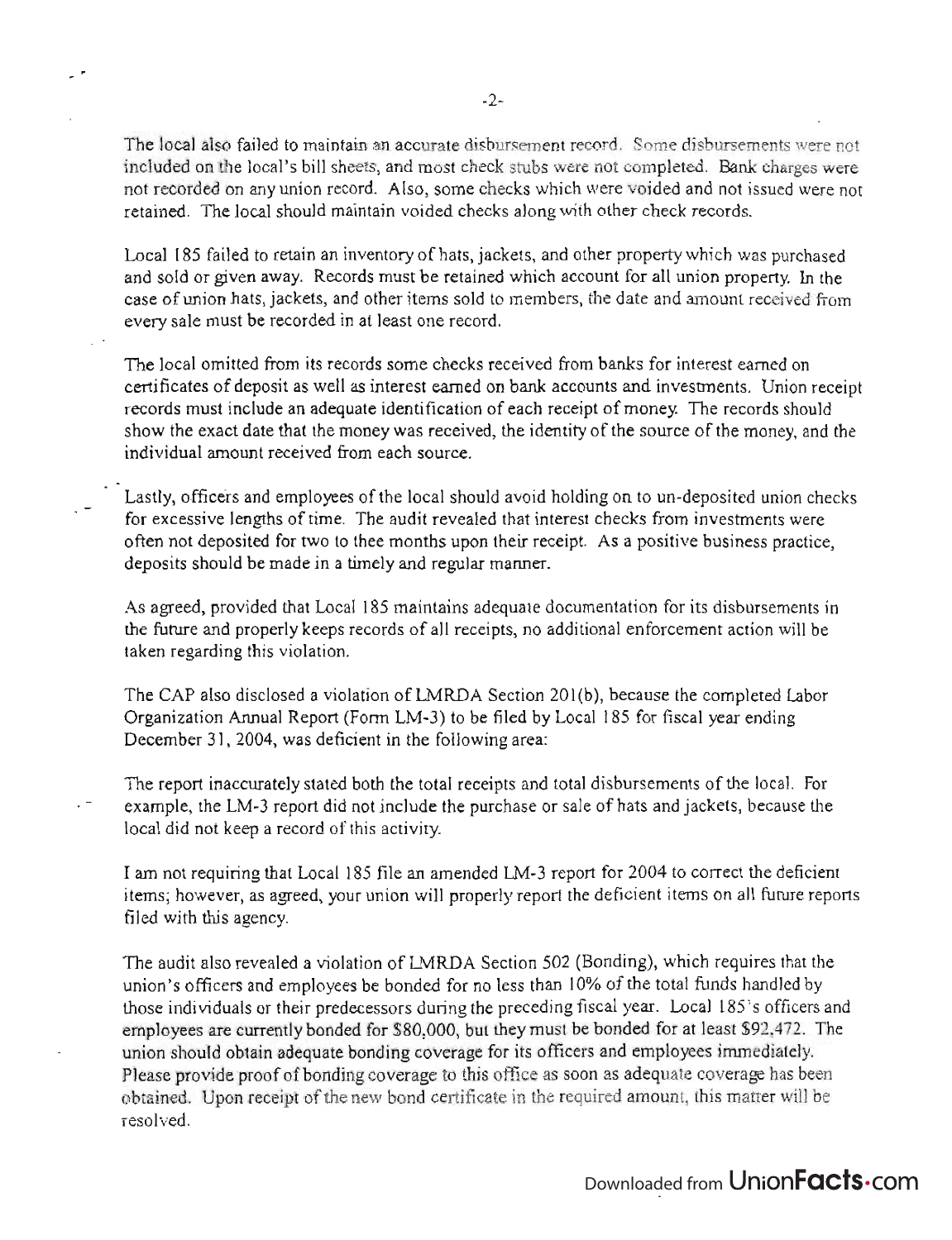The local also failed to maintain an accurate disbursement record. Some disbursements were not included on the local's bill sheets, and most check stubs were not completed. Bank charges were not recorded on any union record. Also, some checks which were voided and not issued were not retained. The local should maintain voided checks along with other check records.

Local 185 failed to retain an inventory of hats, jackets, and other property which was purchased and sold or given away. Records must be retained which account for all union property. In the case of union hats, jackets, and other items sold to members, the date and amount received from every sale must be recorded in at least one record.

The local omitted from its records some checks received from banks for interest earned on certificates of deposit as well as interest earned on bank accounts and investments. Union receipt records must include an adequate identification of each receipt of money. The records should show the exact date that the money was received, the identity of the source of the money, and the individual amount received from each source.

Lastly, officers and employees of the local should avoid holding on to un-deposited union checks for excessive lengths of time. The audit revealed that interest checks from investments were often not deposited for two to thee months upon their receipt. As a positive business practice, deposits should be made in a timely and regular manner.

As agreed, provided that Local 185 maintains adequate documentation for its disbursements in the future and properly keeps records of all receipts, no additional enforcement action will be taken regarding this violation.

The CAP also disclosed a violation of LMRDA Section 201(b), because the completed Labor Organization Annual Report (Form LM-3) to be filed by Local 185 for fiscal year ending December 31, 2004, was deficient in the following area:

The report inaccurately stated both the total receipts and total disbursements of the local. For example, the LM-3 report did not include the purchase or sale of hats and jackets, because the local did not keep a record of this activity.

I am not requiring that Local 185 file an amended LM-3 report for 2004 to correct the deficient items; however, as agreed, your union will properly report the deficient items on all future reports filed with this agency.

The audit also revealed a violation of LMRDA Section 502 (Bonding), which requires that the union's officers and employees be bonded for no less than 10% of the total funds handled by those individuals or their predecessors during the preceding fiscal year. Local 185's officers and employees are currently bonded for $80,000, but they must be bonded for at least $92,472. The union should obtain adequate bonding coverage for its officers and employees immediately. Please provide proof of bonding coverage to this office as soon as adequate coverage has been obtained. Upon receipt of the new bond certificate in the required amount, this matter will be resolved.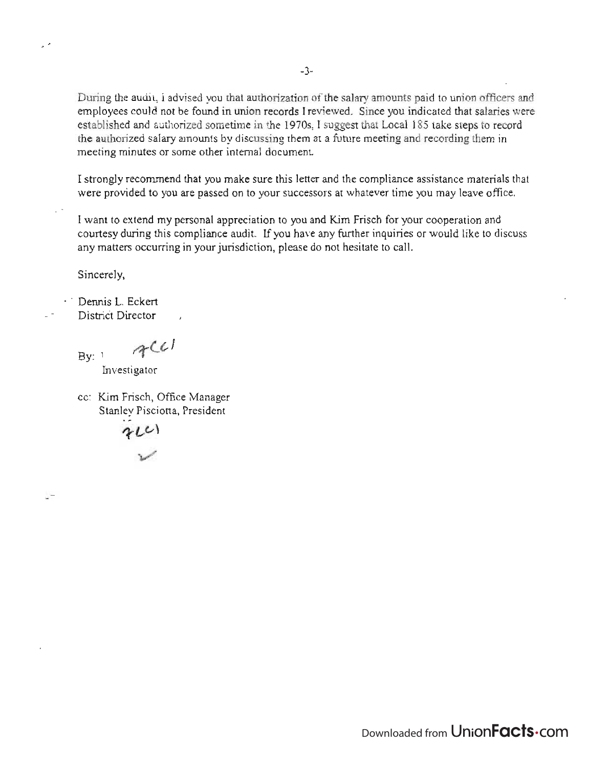During the audit, I advised you that authorization of the salary amounts paid to union officers and employees could not be found in union records I reviewed. Since you indicated that salaries were established and authorized sometime in the 1970s, I suggest that Local 185 take steps to record the authorized salary amounts by discussing them at a future meeting and recording them in meeting minutes or some other internal document.

I strongly recommend that you make sure this letter and the compliance assistance materials that were provided to you are passed on to your successors at whatever time you may leave office.

I want to extend my personal appreciation to you and Kim Frisch for your cooperation and courtesy during this compliance audit. If you have any further inquiries or would like to discuss any matters occurring in your jurisdiction, please do not hesitate to call.

Sincerely,

Dennis L. Eckert
District Director

By:
Investigator

cc: Kim Frisch, Office Manager
Stanley Pisciotta, President

Downloaded from UnionFacts.com